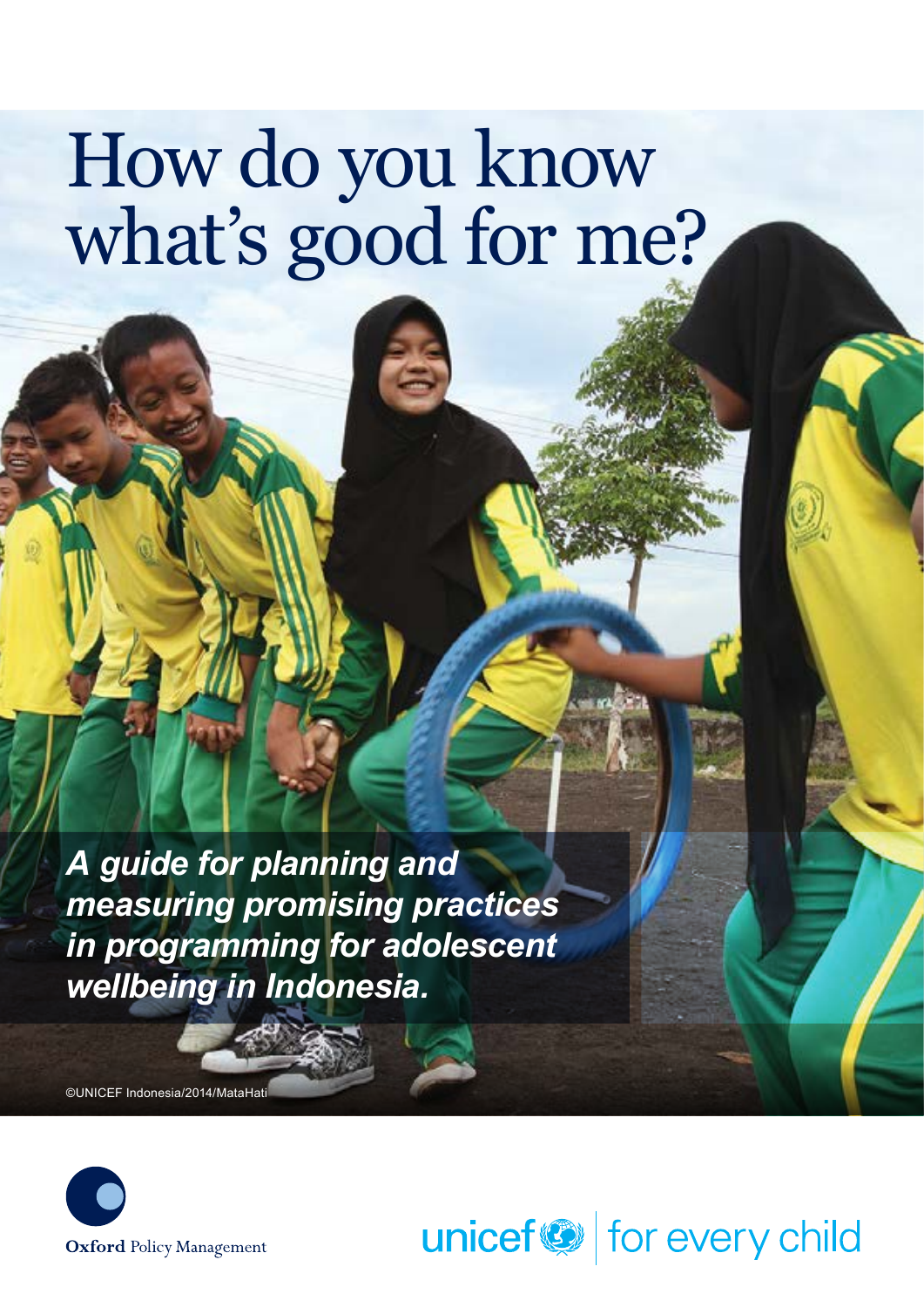# How do you know what's good for me?

***A guide for planning and measuring promising practices in programming for adolescent wellbeing in Indonesia.***

©UNICEF Indonesia/2014/MataHati

Oxford Policy Management

unicef | for every child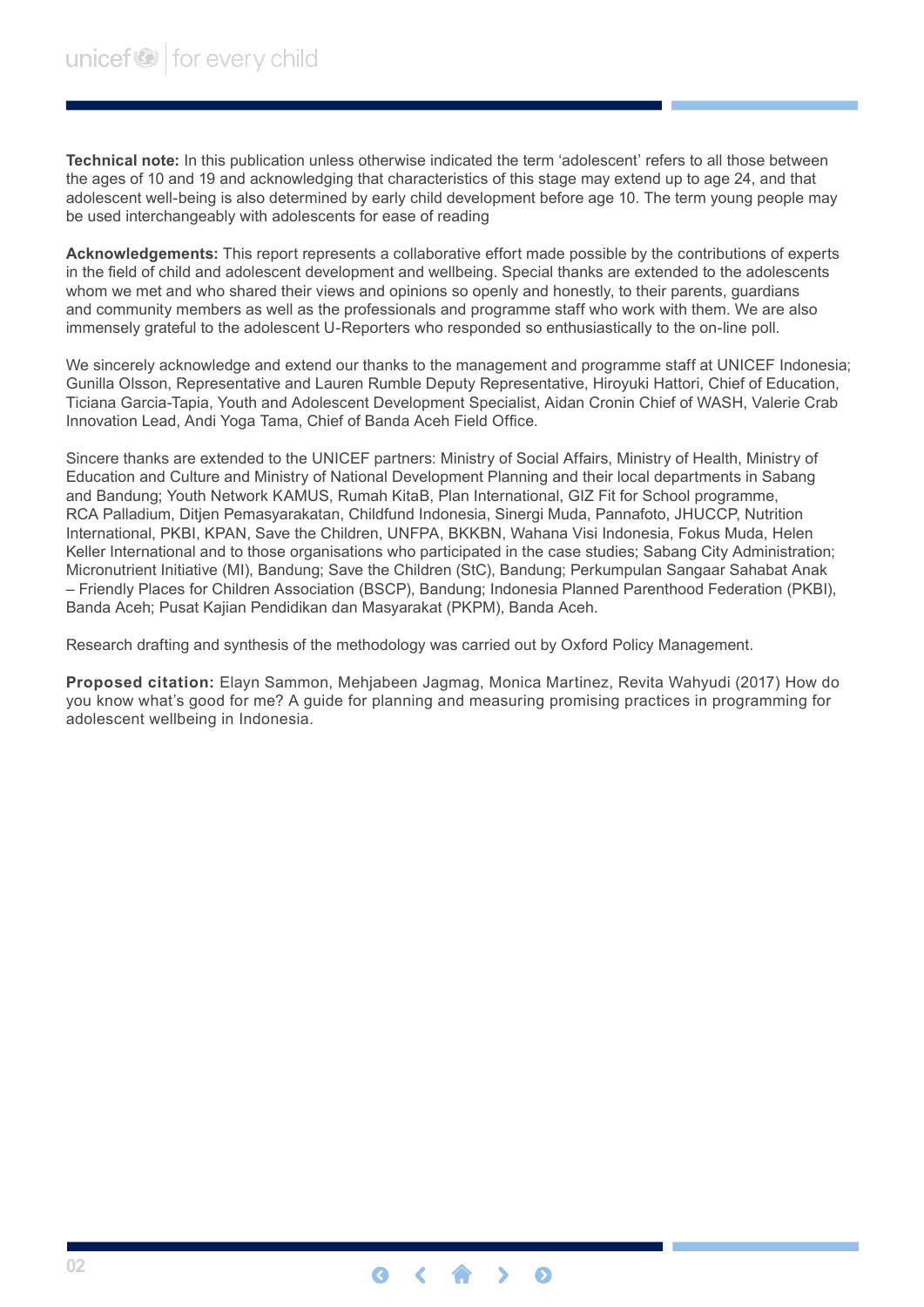**Technical note:** In this publication unless otherwise indicated the term 'adolescent' refers to all those between the ages of 10 and 19 and acknowledging that characteristics of this stage may extend up to age 24, and that adolescent well-being is also determined by early child development before age 10. The term young people may be used interchangeably with adolescents for ease of reading

**Acknowledgements:** This report represents a collaborative effort made possible by the contributions of experts in the field of child and adolescent development and wellbeing. Special thanks are extended to the adolescents whom we met and who shared their views and opinions so openly and honestly, to their parents, guardians and community members as well as the professionals and programme staff who work with them. We are also immensely grateful to the adolescent U-Reporters who responded so enthusiastically to the on-line poll.

We sincerely acknowledge and extend our thanks to the management and programme staff at UNICEF Indonesia; Gunilla Olsson, Representative and Lauren Rumble Deputy Representative, Hiroyuki Hattori, Chief of Education, Ticiana Garcia-Tapia, Youth and Adolescent Development Specialist, Aidan Cronin Chief of WASH, Valerie Crab Innovation Lead, Andi Yoga Tama, Chief of Banda Aceh Field Office.

Sincere thanks are extended to the UNICEF partners: Ministry of Social Affairs, Ministry of Health, Ministry of Education and Culture and Ministry of National Development Planning and their local departments in Sabang and Bandung; Youth Network KAMUS, Rumah KitaB, Plan International, GIZ Fit for School programme, RCA Palladium, Ditjen Pemasyarakatan, Childfund Indonesia, Sinergi Muda, Pannafoto, JHUCCP, Nutrition International, PKBI, KPAN, Save the Children, UNFPA, BKKBN, Wahana Visi Indonesia, Fokus Muda, Helen Keller International and to those organisations who participated in the case studies; Sabang City Administration; Micronutrient Initiative (MI), Bandung; Save the Children (StC), Bandung; Perkumpulan Sangaar Sahabat Anak – Friendly Places for Children Association (BSCP), Bandung; Indonesia Planned Parenthood Federation (PKBI), Banda Aceh; Pusat Kajian Pendidikan dan Masyarakat (PKPM), Banda Aceh.

Research drafting and synthesis of the methodology was carried out by Oxford Policy Management.

**Proposed citation:** Elayn Sammon, Mehjabeen Jagmag, Monica Martinez, Revita Wahyudi (2017) How do you know what's good for me? A guide for planning and measuring promising practices in programming for adolescent wellbeing in Indonesia.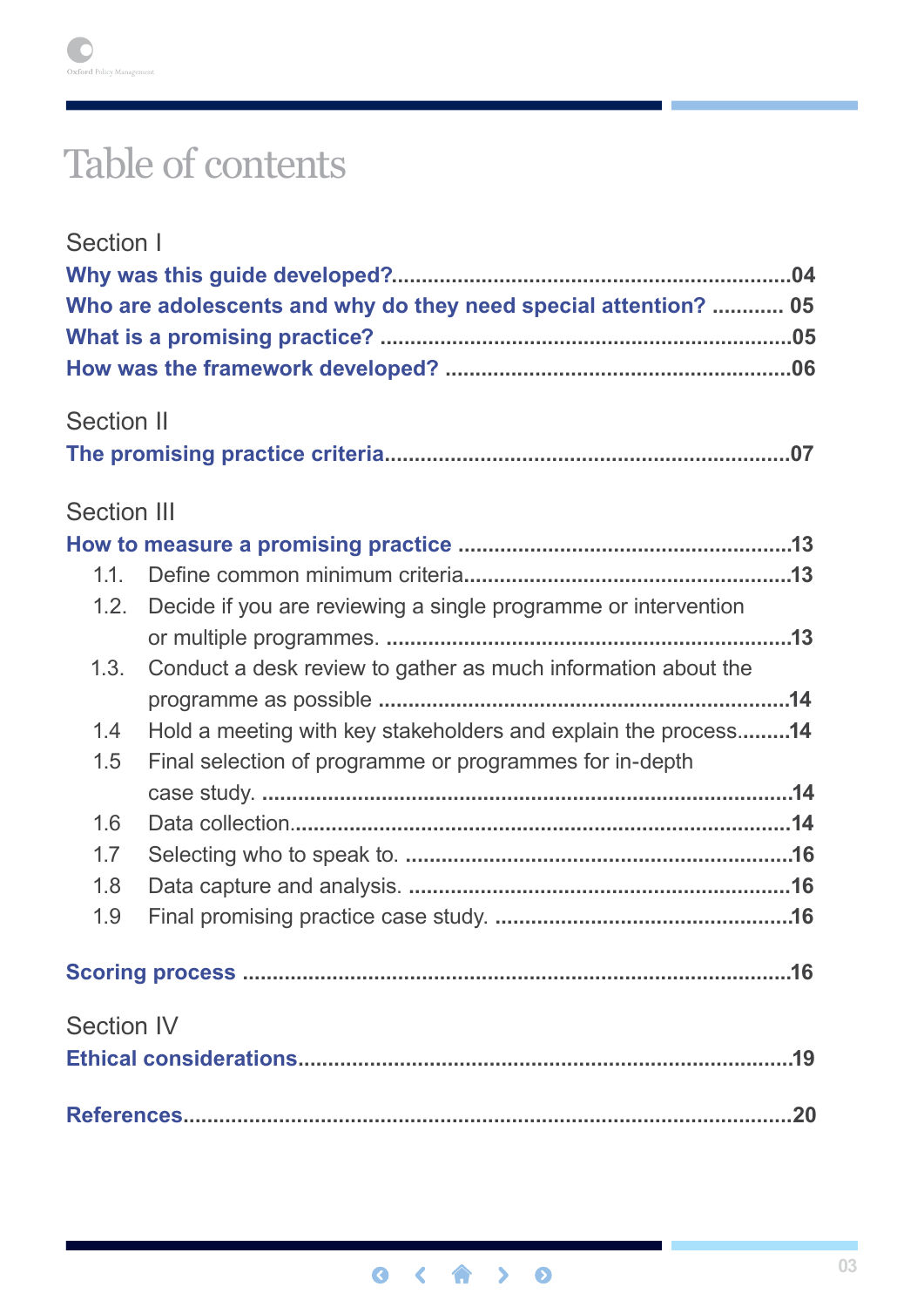# Table of contents

Section I

**Why was this guide developed?**....04

**Who are adolescents and why do they need special attention?** .... 05

**What is a promising practice?**....05

**How was the framework developed?** ....06

Section II

**The promising practice criteria**....07

Section III

**How to measure a promising practice** ....13

- 1.1. Define common minimum criteria....13
- 1.2. Decide if you are reviewing a single programme or intervention or multiple programmes. ....13
- 1.3. Conduct a desk review to gather as much information about the programme as possible ....14
- 1.4 Hold a meeting with key stakeholders and explain the process....14
- 1.5 Final selection of programme or programmes for in-depth case study. ....14
- 1.6 Data collection....14
- 1.7 Selecting who to speak to. ....16
- 1.8 Data capture and analysis. ....16
- 1.9 Final promising practice case study. ....16

**Scoring process** ....16

Section IV

**Ethical considerations**....19

**References**....20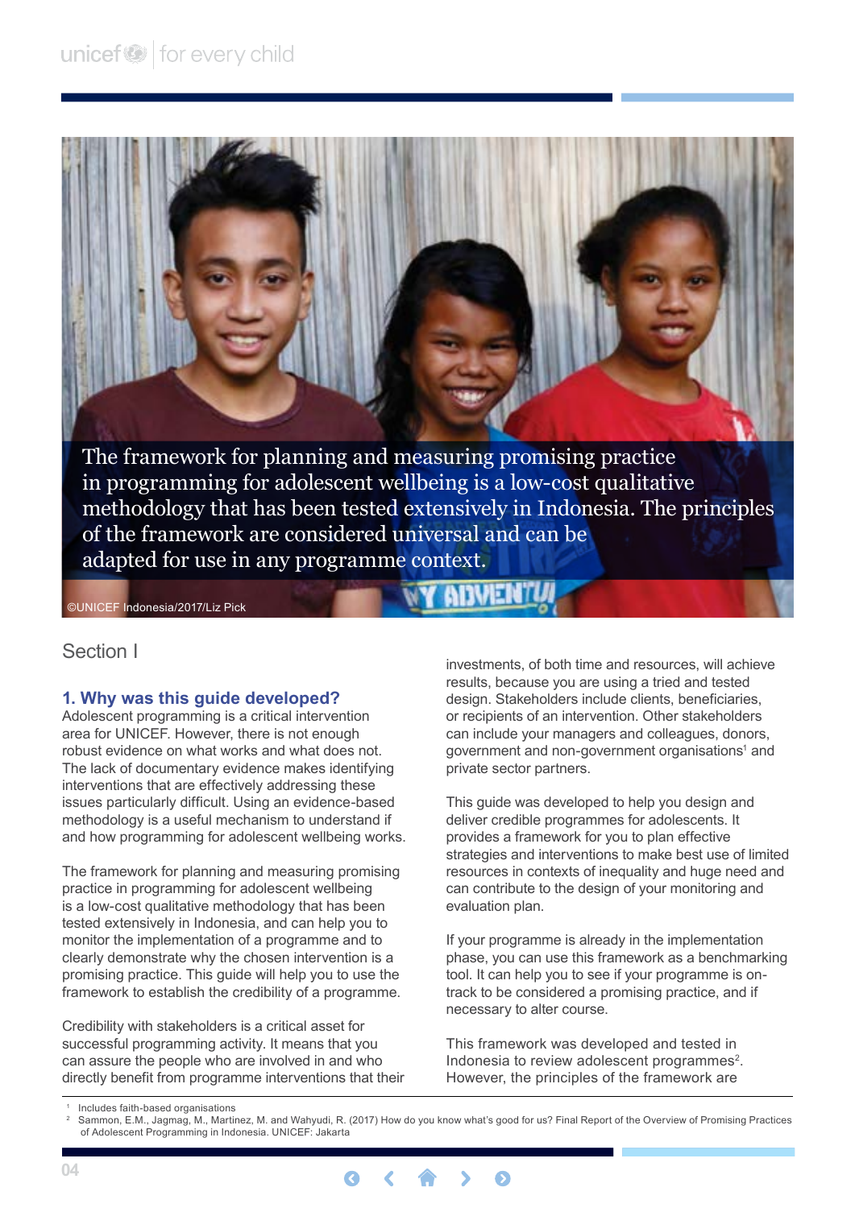The framework for planning and measuring promising practice in programming for adolescent wellbeing is a low-cost qualitative methodology that has been tested extensively in Indonesia. The principles of the framework are considered universal and can be adapted for use in any programme context.

©UNICEF Indonesia/2017/Liz Pick

# Section I

## 1. Why was this guide developed?

Adolescent programming is a critical intervention area for UNICEF. However, there is not enough robust evidence on what works and what does not. The lack of documentary evidence makes identifying interventions that are effectively addressing these issues particularly difficult. Using an evidence-based methodology is a useful mechanism to understand if and how programming for adolescent wellbeing works.

The framework for planning and measuring promising practice in programming for adolescent wellbeing is a low-cost qualitative methodology that has been tested extensively in Indonesia, and can help you to monitor the implementation of a programme and to clearly demonstrate why the chosen intervention is a promising practice. This guide will help you to use the framework to establish the credibility of a programme.

Credibility with stakeholders is a critical asset for successful programming activity. It means that you can assure the people who are involved in and who directly benefit from programme interventions that their investments, of both time and resources, will achieve results, because you are using a tried and tested design. Stakeholders include clients, beneficiaries, or recipients of an intervention. Other stakeholders can include your managers and colleagues, donors, government and non-government organisations[1] and private sector partners.

This guide was developed to help you design and deliver credible programmes for adolescents. It provides a framework for you to plan effective strategies and interventions to make best use of limited resources in contexts of inequality and huge need and can contribute to the design of your monitoring and evaluation plan.

If your programme is already in the implementation phase, you can use this framework as a benchmarking tool. It can help you to see if your programme is on-track to be considered a promising practice, and if necessary to alter course.

This framework was developed and tested in Indonesia to review adolescent programmes[2]. However, the principles of the framework are

---

[1] Includes faith-based organisations

[2] Sammon, E.M., Jagmag, M., Martinez, M. and Wahyudi, R. (2017) How do you know what's good for us? Final Report of the Overview of Promising Practices of Adolescent Programming in Indonesia. UNICEF: Jakarta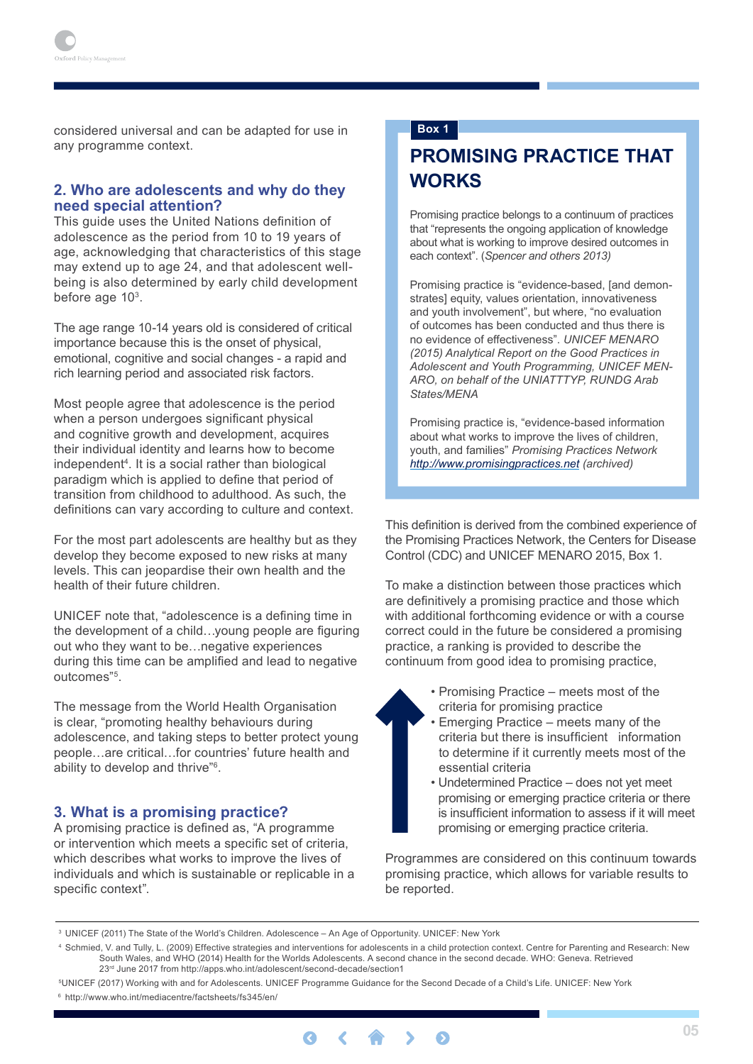considered universal and can be adapted for use in any programme context.

## 2. Who are adolescents and why do they need special attention?

This guide uses the United Nations definition of adolescence as the period from 10 to 19 years of age, acknowledging that characteristics of this stage may extend up to age 24, and that adolescent well-being is also determined by early child development before age 10[3].

The age range 10-14 years old is considered of critical importance because this is the onset of physical, emotional, cognitive and social changes - a rapid and rich learning period and associated risk factors.

Most people agree that adolescence is the period when a person undergoes significant physical and cognitive growth and development, acquires their individual identity and learns how to become independent[4]. It is a social rather than biological paradigm which is applied to define that period of transition from childhood to adulthood. As such, the definitions can vary according to culture and context.

For the most part adolescents are healthy but as they develop they become exposed to new risks at many levels. This can jeopardise their own health and the health of their future children.

UNICEF note that, "adolescence is a defining time in the development of a child…young people are figuring out who they want to be…negative experiences during this time can be amplified and lead to negative outcomes"[5].

The message from the World Health Organisation is clear, "promoting healthy behaviours during adolescence, and taking steps to better protect young people…are critical…for countries' future health and ability to develop and thrive"[6].

## 3. What is a promising practice?

A promising practice is defined as, "A programme or intervention which meets a specific set of criteria, which describes what works to improve the lives of individuals and which is sustainable or replicable in a specific context".

**Box 1**

### PROMISING PRACTICE THAT WORKS

Promising practice belongs to a continuum of practices that "represents the ongoing application of knowledge about what is working to improve desired outcomes in each context". (*Spencer and others 2013)*

Promising practice is "evidence-based, [and demonstrates] equity, values orientation, innovativeness and youth involvement", but where, "no evaluation of outcomes has been conducted and thus there is no evidence of effectiveness". *UNICEF MENARO (2015) Analytical Report on the Good Practices in Adolescent and Youth Programming, UNICEF MENARO, on behalf of the UNIATTTYP, RUNDG Arab States/MENA*

Promising practice is, "evidence-based information about what works to improve the lives of children, youth, and families" *Promising Practices Network* *http://www.promisingpractices.net* *(archived)*

This definition is derived from the combined experience of the Promising Practices Network, the Centers for Disease Control (CDC) and UNICEF MENARO 2015, Box 1.

To make a distinction between those practices which are definitively a promising practice and those which with additional forthcoming evidence or with a course correct could in the future be considered a promising practice, a ranking is provided to describe the continuum from good idea to promising practice,

- Promising Practice – meets most of the criteria for promising practice
- Emerging Practice – meets many of the criteria but there is insufficient information to determine if it currently meets most of the essential criteria
- Undetermined Practice – does not yet meet promising or emerging practice criteria or there is insufficient information to assess if it will meet promising or emerging practice criteria.

Programmes are considered on this continuum towards promising practice, which allows for variable results to be reported.

---

[3] UNICEF (2011) The State of the World's Children. Adolescence – An Age of Opportunity. UNICEF: New York

[4] Schmied, V. and Tully, L. (2009) Effective strategies and interventions for adolescents in a child protection context. Centre for Parenting and Research: New South Wales, and WHO (2014) Health for the Worlds Adolescents. A second chance in the second decade. WHO: Geneva. Retrieved 23rd June 2017 from http://apps.who.int/adolescent/second-decade/section1

[5] UNICEF (2017) Working with and for Adolescents. UNICEF Programme Guidance for the Second Decade of a Child's Life. UNICEF: New York

[6] http://www.who.int/mediacentre/factsheets/fs345/en/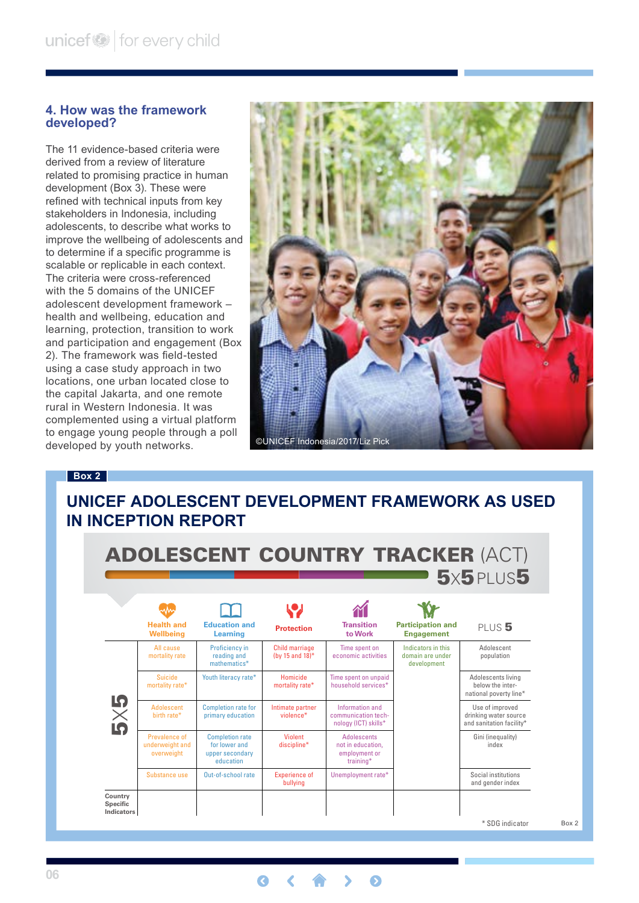## 4. How was the framework developed?

The 11 evidence-based criteria were derived from a review of literature related to promising practice in human development (Box 3). These were refined with technical inputs from key stakeholders in Indonesia, including adolescents, to describe what works to improve the wellbeing of adolescents and to determine if a specific programme is scalable or replicable in each context. The criteria were cross-referenced with the 5 domains of the UNICEF adolescent development framework – health and wellbeing, education and learning, protection, transition to work and participation and engagement (Box 2). The framework was field-tested using a case study approach in two locations, one urban located close to the capital Jakarta, and one remote rural in Western Indonesia. It was complemented using a virtual platform to engage young people through a poll developed by youth networks.

©UNICEF Indonesia/2017/Liz Pick

**Box 2**

### UNICEF ADOLESCENT DEVELOPMENT FRAMEWORK AS USED IN INCEPTION REPORT

**ADOLESCENT COUNTRY TRACKER (ACT)**
**5x5 PLUS 5**

| | Health and Wellbeing | Education and Learning | Protection | Transition to Work | Participation and Engagement | PLUS 5 |
|---|---|---|---|---|---|---|
| 5X5 | All cause mortality rate | Proficiency in reading and mathematics* | Child marriage (by 15 and 18)* | Time spent on economic activities | Indicators in this domain are under development | Adolescent population |
| 5X5 | Suicide mortality rate* | Youth literacy rate* | Homicide mortality rate* | Time spent on unpaid household services* | | Adolescents living below the international poverty line* |
| 5X5 | Adolescent birth rate* | Completion rate for primary education | Intimate partner violence* | Information and communication technology (ICT) skills* | | Use of improved drinking water source and sanitation facility* |
| 5X5 | Prevalence of underweight and overweight | Completion rate for lower and upper secondary education | Violent discipline* | Adolescents not in education, employment or training* | | Gini (inequality) index |
| 5X5 | Substance use | Out-of-school rate | Experience of bullying | Unemployment rate* | | Social institutions and gender index |
| Country Specific Indicators | | | | | | |

\* SDG indicator

Box 2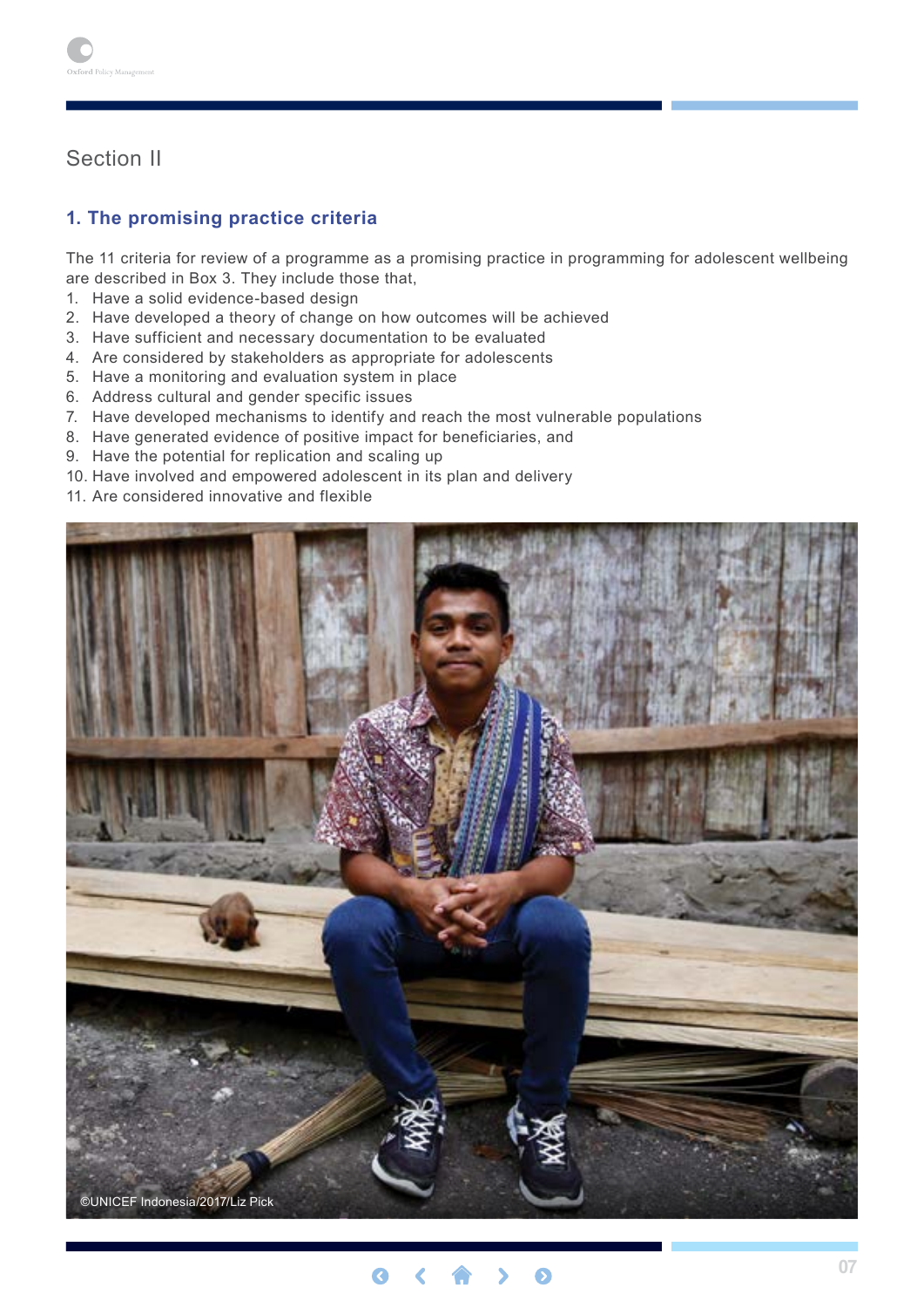## Section II

### 1. The promising practice criteria

The 11 criteria for review of a programme as a promising practice in programming for adolescent wellbeing are described in Box 3. They include those that,

1. Have a solid evidence-based design
2. Have developed a theory of change on how outcomes will be achieved
3. Have sufficient and necessary documentation to be evaluated
4. Are considered by stakeholders as appropriate for adolescents
5. Have a monitoring and evaluation system in place
6. Address cultural and gender specific issues
7. Have developed mechanisms to identify and reach the most vulnerable populations
8. Have generated evidence of positive impact for beneficiaries, and
9. Have the potential for replication and scaling up
10. Have involved and empowered adolescent in its plan and delivery
11. Are considered innovative and flexible

©UNICEF Indonesia/2017/Liz Pick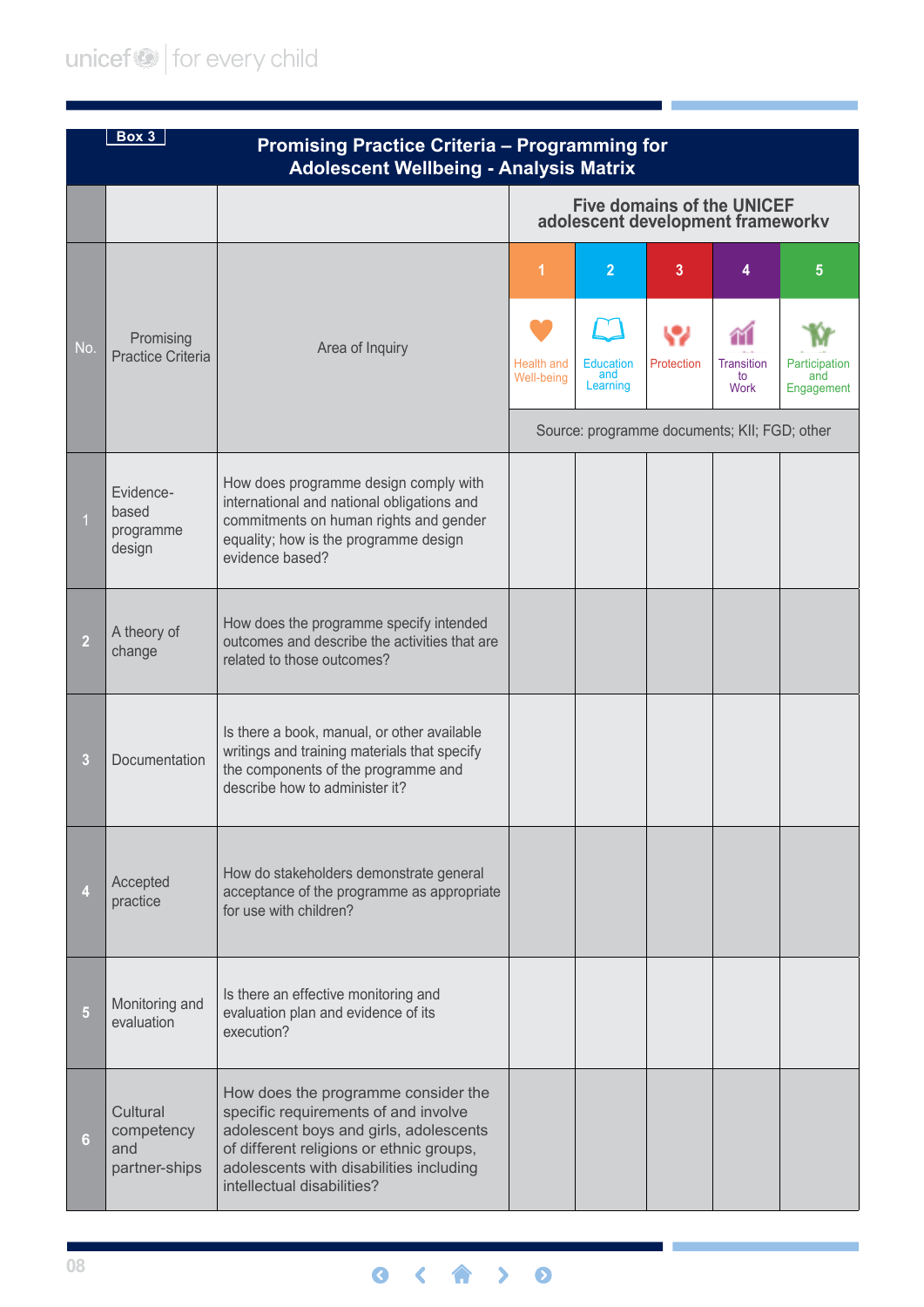**Box 3**

## Promising Practice Criteria – Programming for Adolescent Wellbeing - Analysis Matrix

| | | | Five domains of the UNICEF adolescent development frameworkv | | | | |
|---|---|---|---|---|---|---|---|
| No. | Promising Practice Criteria | Area of Inquiry | 1 Health and Well-being | 2 Education and Learning | 3 Protection | 4 Transition to Work | 5 Participation and Engagement |
| | | | Source: programme documents; KII; FGD; other | | | | |
| 1 | Evidence-based programme design | How does programme design comply with international and national obligations and commitments on human rights and gender equality; how is the programme design evidence based? | | | | | |
| 2 | A theory of change | How does the programme specify intended outcomes and describe the activities that are related to those outcomes? | | | | | |
| 3 | Documentation | Is there a book, manual, or other available writings and training materials that specify the components of the programme and describe how to administer it? | | | | | |
| 4 | Accepted practice | How do stakeholders demonstrate general acceptance of the programme as appropriate for use with children? | | | | | |
| 5 | Monitoring and evaluation | Is there an effective monitoring and evaluation plan and evidence of its execution? | | | | | |
| 6 | Cultural competency and partner-ships | How does the programme consider the specific requirements of and involve adolescent boys and girls, adolescents of different religions or ethnic groups, adolescents with disabilities including intellectual disabilities? | | | | | |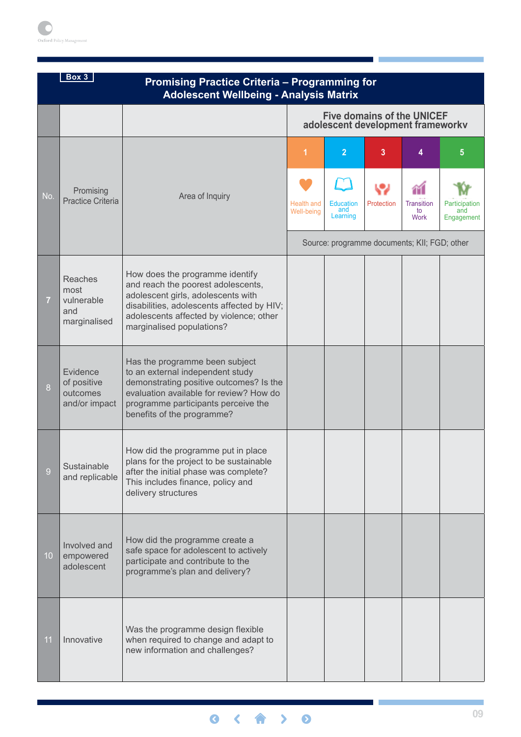**Box 3**

## Promising Practice Criteria – Programming for Adolescent Wellbeing - Analysis Matrix

| No. | Promising Practice Criteria | Area of Inquiry | Five domains of the UNICEF adolescent development frameworkv | | | | |
|---|---|---|---|---|---|---|---|
| | | | 1 Health and Well-being | 2 Education and Learning | 3 Protection | 4 Transition to Work | 5 Participation and Engagement |
| | | | Source: programme documents; KII; FGD; other | | | | |
| 7 | Reaches most vulnerable and marginalised | How does the programme identify and reach the poorest adolescents, adolescent girls, adolescents with disabilities, adolescents affected by HIV; adolescents affected by violence; other marginalised populations? | | | | | |
| 8 | Evidence of positive outcomes and/or impact | Has the programme been subject to an external independent study demonstrating positive outcomes? Is the evaluation available for review? How do programme participants perceive the benefits of the programme? | | | | | |
| 9 | Sustainable and replicable | How did the programme put in place plans for the project to be sustainable after the initial phase was complete? This includes finance, policy and delivery structures | | | | | |
| 10 | Involved and empowered adolescent | How did the programme create a safe space for adolescent to actively participate and contribute to the programme's plan and delivery? | | | | | |
| 11 | Innovative | Was the programme design flexible when required to change and adapt to new information and challenges? | | | | | |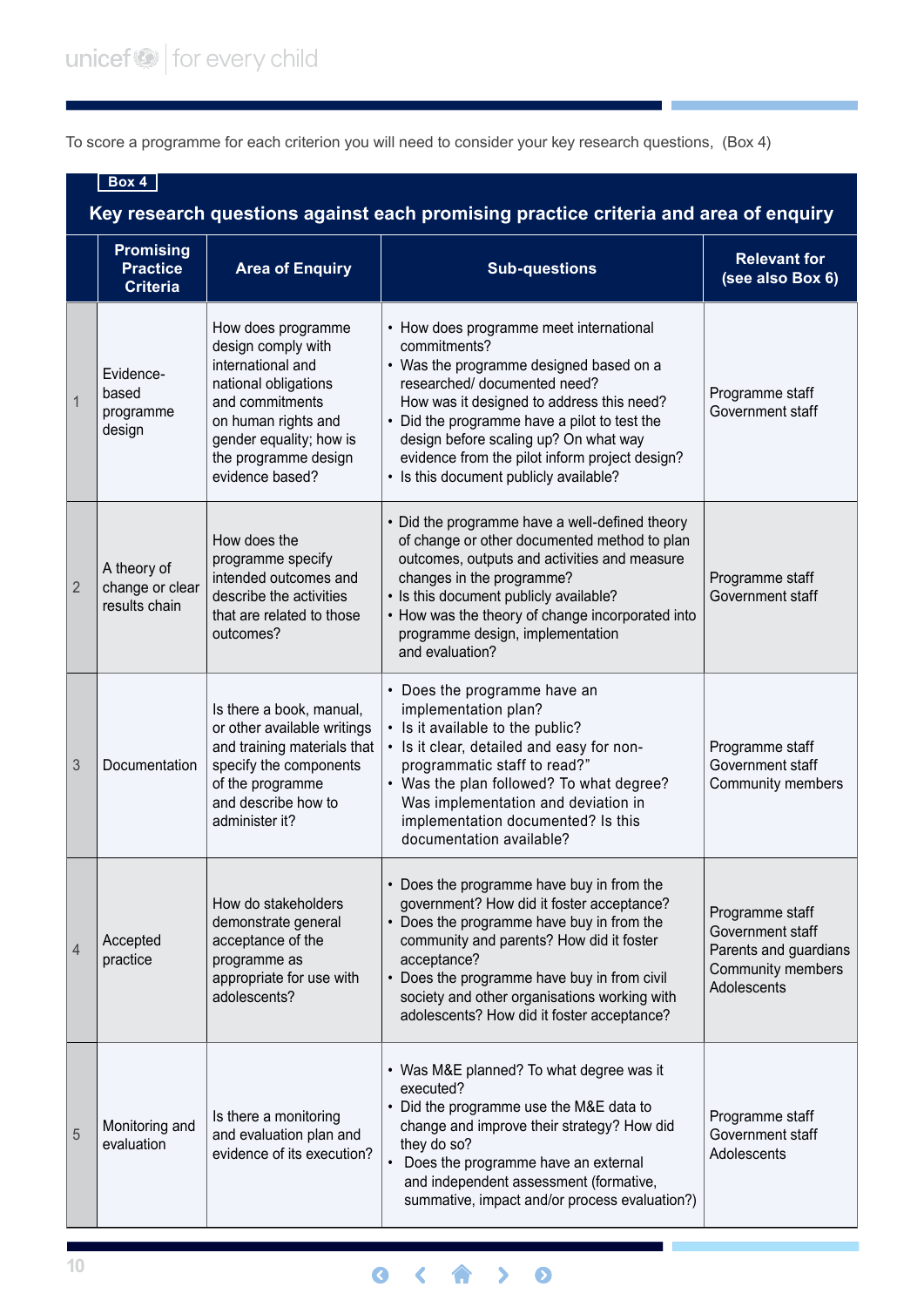To score a programme for each criterion you will need to consider your key research questions, (Box 4)

**Box 4**

## Key research questions against each promising practice criteria and area of enquiry

| | Promising Practice Criteria | Area of Enquiry | Sub-questions | Relevant for (see also Box 6) |
|---|---|---|---|---|
| 1 | Evidence-based programme design | How does programme design comply with international and national obligations and commitments on human rights and gender equality; how is the programme design evidence based? | • How does programme meet international commitments?<br>• Was the programme designed based on a researched/ documented need? How was it designed to address this need?<br>• Did the programme have a pilot to test the design before scaling up? On what way evidence from the pilot inform project design?<br>• Is this document publicly available? | Programme staff<br>Government staff |
| 2 | A theory of change or clear results chain | How does the programme specify intended outcomes and describe the activities that are related to those outcomes? | • Did the programme have a well-defined theory of change or other documented method to plan outcomes, outputs and activities and measure changes in the programme?<br>• Is this document publicly available?<br>• How was the theory of change incorporated into programme design, implementation and evaluation? | Programme staff<br>Government staff |
| 3 | Documentation | Is there a book, manual, or other available writings and training materials that specify the components of the programme and describe how to administer it? | • Does the programme have an implementation plan?<br>• Is it available to the public?<br>• Is it clear, detailed and easy for non-programmatic staff to read?"<br>• Was the plan followed? To what degree? Was implementation and deviation in implementation documented? Is this documentation available? | Programme staff<br>Government staff<br>Community members |
| 4 | Accepted practice | How do stakeholders demonstrate general acceptance of the programme as appropriate for use with adolescents? | • Does the programme have buy in from the government? How did it foster acceptance?<br>• Does the programme have buy in from the community and parents? How did it foster acceptance?<br>• Does the programme have buy in from civil society and other organisations working with adolescents? How did it foster acceptance? | Programme staff<br>Government staff<br>Parents and guardians<br>Community members<br>Adolescents |
| 5 | Monitoring and evaluation | Is there a monitoring and evaluation plan and evidence of its execution? | • Was M&E planned? To what degree was it executed?<br>• Did the programme use the M&E data to change and improve their strategy? How did they do so?<br>• Does the programme have an external and independent assessment (formative, summative, impact and/or process evaluation?) | Programme staff<br>Government staff<br>Adolescents |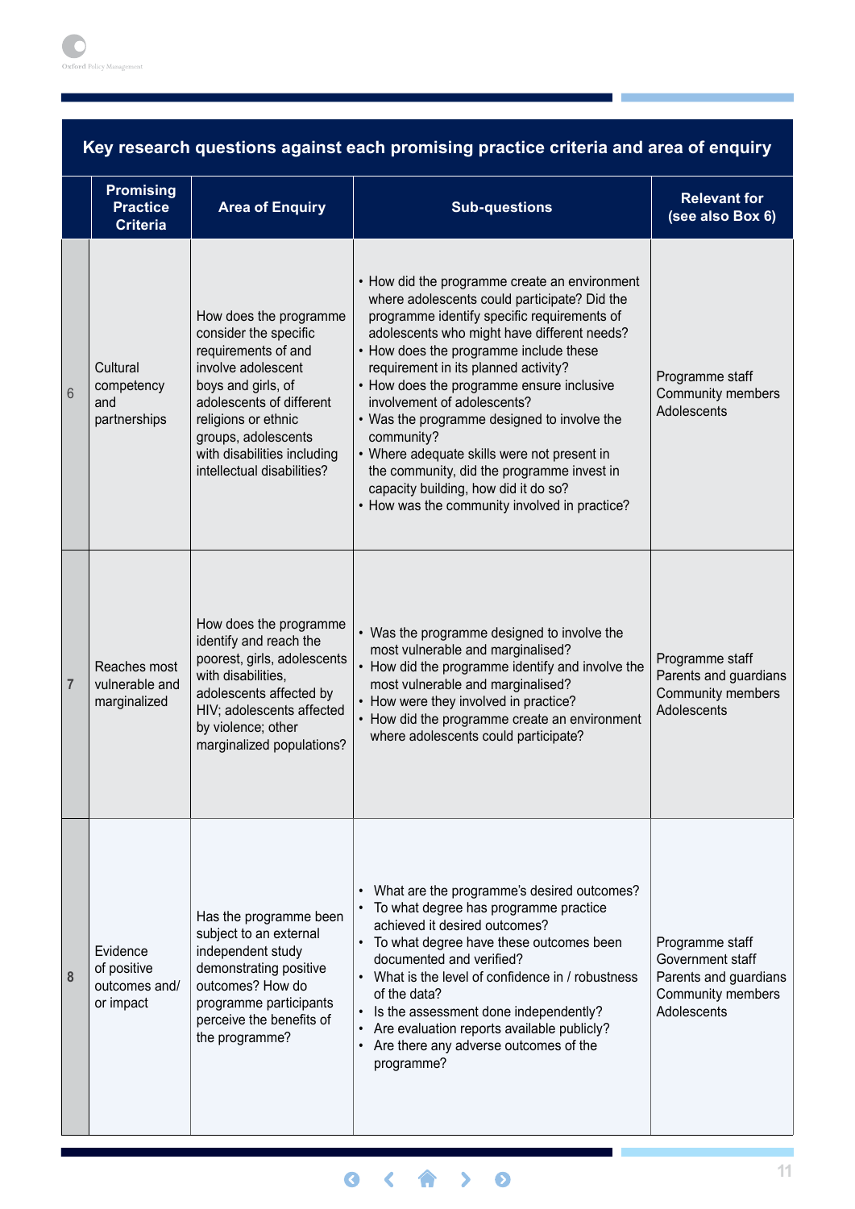**Key research questions against each promising practice criteria and area of enquiry**

| | Promising Practice Criteria | Area of Enquiry | Sub-questions | Relevant for (see also Box 6) |
|---|---|---|---|---|
| 6 | Cultural competency and partnerships | How does the programme consider the specific requirements of and involve adolescent boys and girls, of adolescents of different religions or ethnic groups, adolescents with disabilities including intellectual disabilities? | • How did the programme create an environment where adolescents could participate? Did the programme identify specific requirements of adolescents who might have different needs?<br>• How does the programme include these requirement in its planned activity?<br>• How does the programme ensure inclusive involvement of adolescents?<br>• Was the programme designed to involve the community?<br>• Where adequate skills were not present in the community, did the programme invest in capacity building, how did it do so?<br>• How was the community involved in practice? | Programme staff<br>Community members<br>Adolescents |
| 7 | Reaches most vulnerable and marginalized | How does the programme identify and reach the poorest, girls, adolescents with disabilities, adolescents affected by HIV; adolescents affected by violence; other marginalized populations? | • Was the programme designed to involve the most vulnerable and marginalised?<br>• How did the programme identify and involve the most vulnerable and marginalised?<br>• How were they involved in practice?<br>• How did the programme create an environment where adolescents could participate? | Programme staff<br>Parents and guardians<br>Community members<br>Adolescents |
| 8 | Evidence of positive outcomes and/ or impact | Has the programme been subject to an external independent study demonstrating positive outcomes? How do programme participants perceive the benefits of the programme? | • What are the programme's desired outcomes?<br>• To what degree has programme practice achieved it desired outcomes?<br>• To what degree have these outcomes been documented and verified?<br>• What is the level of confidence in / robustness of the data?<br>• Is the assessment done independently?<br>• Are evaluation reports available publicly?<br>• Are there any adverse outcomes of the programme? | Programme staff<br>Government staff<br>Parents and guardians<br>Community members<br>Adolescents |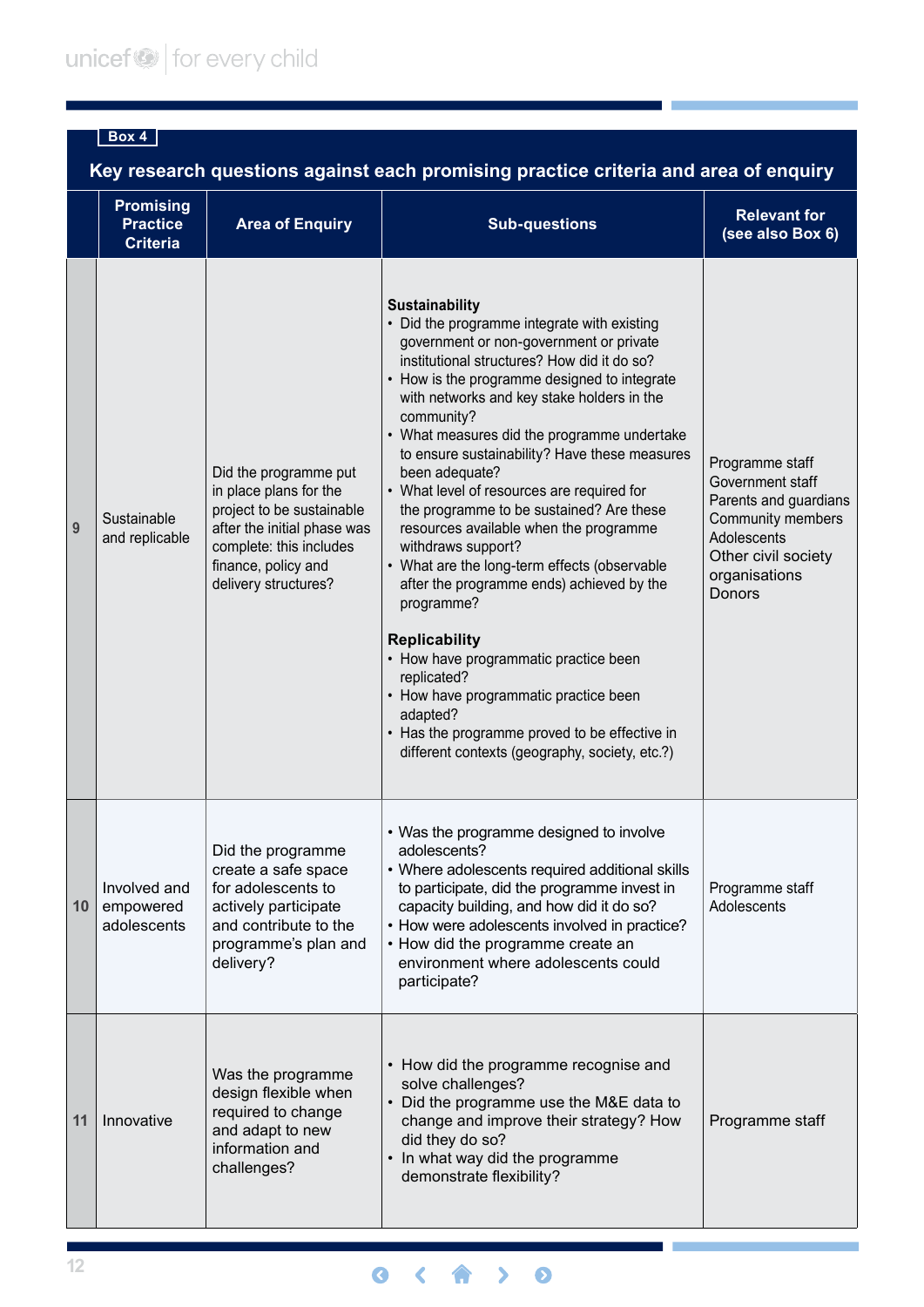**Box 4**

## Key research questions against each promising practice criteria and area of enquiry

| | Promising Practice Criteria | Area of Enquiry | Sub-questions | Relevant for (see also Box 6) |
|---|---|---|---|---|
| 9 | Sustainable and replicable | Did the programme put in place plans for the project to be sustainable after the initial phase was complete: this includes finance, policy and delivery structures? | **Sustainability**<br>• Did the programme integrate with existing government or non-government or private institutional structures? How did it do so?<br>• How is the programme designed to integrate with networks and key stake holders in the community?<br>• What measures did the programme undertake to ensure sustainability? Have these measures been adequate?<br>• What level of resources are required for the programme to be sustained? Are these resources available when the programme withdraws support?<br>• What are the long-term effects (observable after the programme ends) achieved by the programme?<br><br>**Replicability**<br>• How have programmatic practice been replicated?<br>• How have programmatic practice been adapted?<br>• Has the programme proved to be effective in different contexts (geography, society, etc.?) | Programme staff<br>Government staff<br>Parents and guardians<br>Community members<br>Adolescents<br>Other civil society organisations<br>Donors |
| 10 | Involved and empowered adolescents | Did the programme create a safe space for adolescents to actively participate and contribute to the programme's plan and delivery? | • Was the programme designed to involve adolescents?<br>• Where adolescents required additional skills to participate, did the programme invest in capacity building, and how did it do so?<br>• How were adolescents involved in practice?<br>• How did the programme create an environment where adolescents could participate? | Programme staff<br>Adolescents |
| 11 | Innovative | Was the programme design flexible when required to change and adapt to new information and challenges? | • How did the programme recognise and solve challenges?<br>• Did the programme use the M&E data to change and improve their strategy? How did they do so?<br>• In what way did the programme demonstrate flexibility? | Programme staff |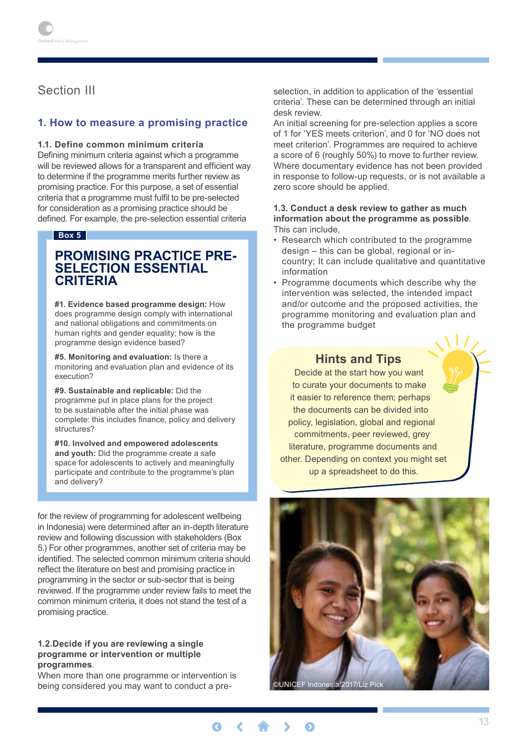Section III

## 1. How to measure a promising practice

**1.1. Define common minimum criteria**
Defining minimum criteria against which a programme will be reviewed allows for a transparent and efficient way to determine if the programme merits further review as promising practice. For this purpose, a set of essential criteria that a programme must fulfil to be pre-selected for consideration as a promising practice should be defined. For example, the pre-selection essential criteria for the review of programming for adolescent wellbeing in Indonesia) were determined after an in-depth literature review and following discussion with stakeholders (Box 5.) For other programmes, another set of criteria may be identified. The selected common minimum criteria should reflect the literature on best and promising practice in programming in the sector or sub-sector that is being reviewed. If the programme under review fails to meet the common minimum criteria, it does not stand the test of a promising practice.

> **Box 5**
>
> ### PROMISING PRACTICE PRE-SELECTION ESSENTIAL CRITERIA
>
> **#1. Evidence based programme design:** How does programme design comply with international and national obligations and commitments on human rights and gender equality; how is the programme design evidence based?
>
> **#5. Monitoring and evaluation:** Is there a monitoring and evaluation plan and evidence of its execution?
>
> **#9. Sustainable and replicable:** Did the programme put in place plans for the project to be sustainable after the initial phase was complete: this includes finance, policy and delivery structures?
>
> **#10. Involved and empowered adolescents and youth:** Did the programme create a safe space for adolescents to actively and meaningfully participate and contribute to the programme's plan and delivery?

**1.2.Decide if you are reviewing a single programme or intervention or multiple programmes**.
When more than one programme or intervention is being considered you may want to conduct a pre-selection, in addition to application of the 'essential criteria'. These can be determined through an initial desk review.
An initial screening for pre-selection applies a score of 1 for 'YES meets criterion', and 0 for 'NO does not meet criterion'. Programmes are required to achieve a score of 6 (roughly 50%) to move to further review. Where documentary evidence has not been provided in response to follow-up requests, or is not available a zero score should be applied.

**1.3. Conduct a desk review to gather as much information about the programme as possible**.
This can include,

- Research which contributed to the programme design – this can be global, regional or in-country; It can include qualitative and quantitative information
- Programme documents which describe why the intervention was selected, the intended impact and/or outcome and the proposed activities, the programme monitoring and evaluation plan and the programme budget

> **Hints and Tips**
>
> Decide at the start how you want to curate your documents to make it easier to reference them; perhaps the documents can be divided into policy, legislation, global and regional commitments, peer reviewed, grey literature, programme documents and other. Depending on context you might set up a spreadsheet to do this.

©UNICEF Indonesia/2017/Liz Pick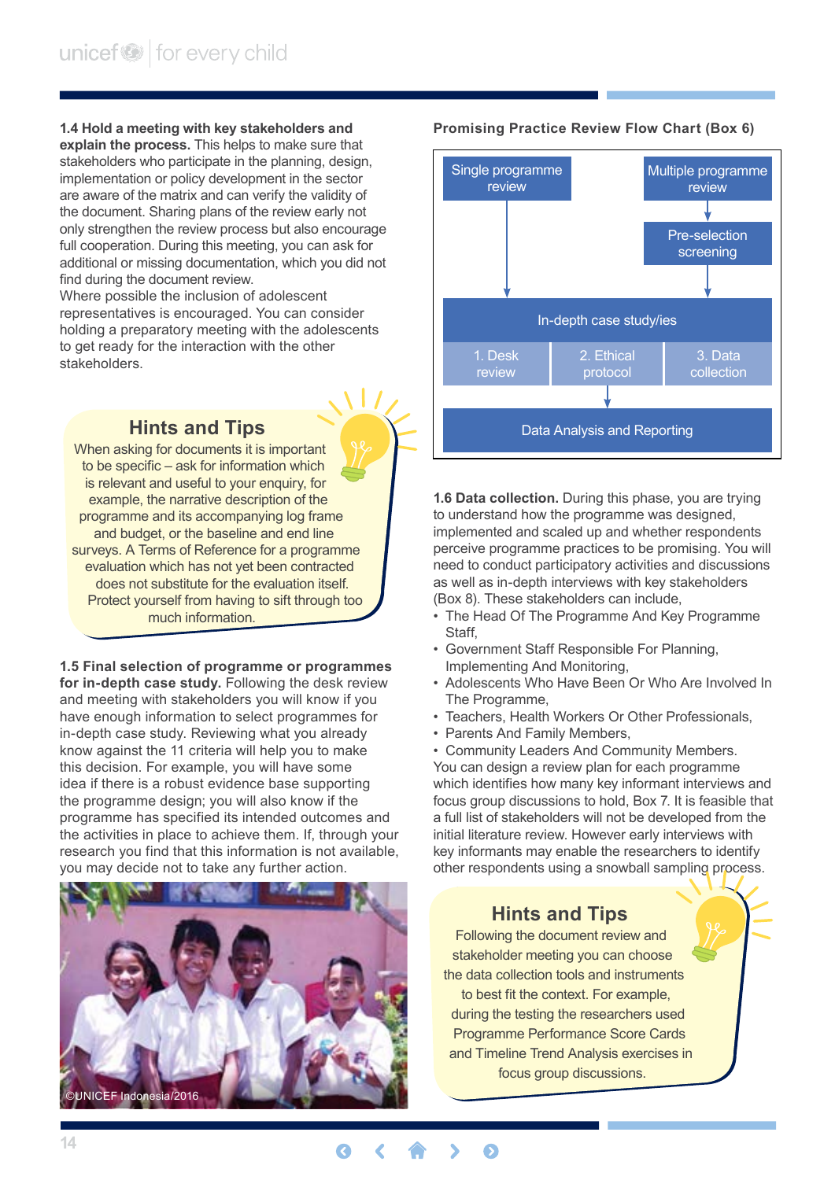**1.4 Hold a meeting with key stakeholders and explain the process.** This helps to make sure that stakeholders who participate in the planning, design, implementation or policy development in the sector are aware of the matrix and can verify the validity of the document. Sharing plans of the review early not only strengthen the review process but also encourage full cooperation. During this meeting, you can ask for additional or missing documentation, which you did not find during the document review.
Where possible the inclusion of adolescent representatives is encouraged. You can consider holding a preparatory meeting with the adolescents to get ready for the interaction with the other stakeholders.

### Hints and Tips

When asking for documents it is important to be specific – ask for information which is relevant and useful to your enquiry, for example, the narrative description of the programme and its accompanying log frame and budget, or the baseline and end line surveys. A Terms of Reference for a programme evaluation which has not yet been contracted does not substitute for the evaluation itself. Protect yourself from having to sift through too much information.

**1.5 Final selection of programme or programmes for in-depth case study.** Following the desk review and meeting with stakeholders you will know if you have enough information to select programmes for in-depth case study. Reviewing what you already know against the 11 criteria will help you to make this decision. For example, you will have some idea if there is a robust evidence base supporting the programme design; you will also know if the programme has specified its intended outcomes and the activities in place to achieve them. If, through your research you find that this information is not available, you may decide not to take any further action.

©UNICEF Indonesia/2016

**Promising Practice Review Flow Chart (Box 6)**

- Single programme review → In-depth case study/ies
- Multiple programme review → Pre-selection screening → In-depth case study/ies
- In-depth case study/ies: 1. Desk review; 2. Ethical protocol; 3. Data collection
- → Data Analysis and Reporting

**1.6 Data collection.** During this phase, you are trying to understand how the programme was designed, implemented and scaled up and whether respondents perceive programme practices to be promising. You will need to conduct participatory activities and discussions as well as in-depth interviews with key stakeholders (Box 8). These stakeholders can include,

- The Head Of The Programme And Key Programme Staff,
- Government Staff Responsible For Planning, Implementing And Monitoring,
- Adolescents Who Have Been Or Who Are Involved In The Programme,
- Teachers, Health Workers Or Other Professionals,
- Parents And Family Members,
- Community Leaders And Community Members.

You can design a review plan for each programme which identifies how many key informant interviews and focus group discussions to hold, Box 7. It is feasible that a full list of stakeholders will not be developed from the initial literature review. However early interviews with key informants may enable the researchers to identify other respondents using a snowball sampling process.

### Hints and Tips

Following the document review and stakeholder meeting you can choose the data collection tools and instruments to best fit the context. For example, during the testing the researchers used Programme Performance Score Cards and Timeline Trend Analysis exercises in focus group discussions.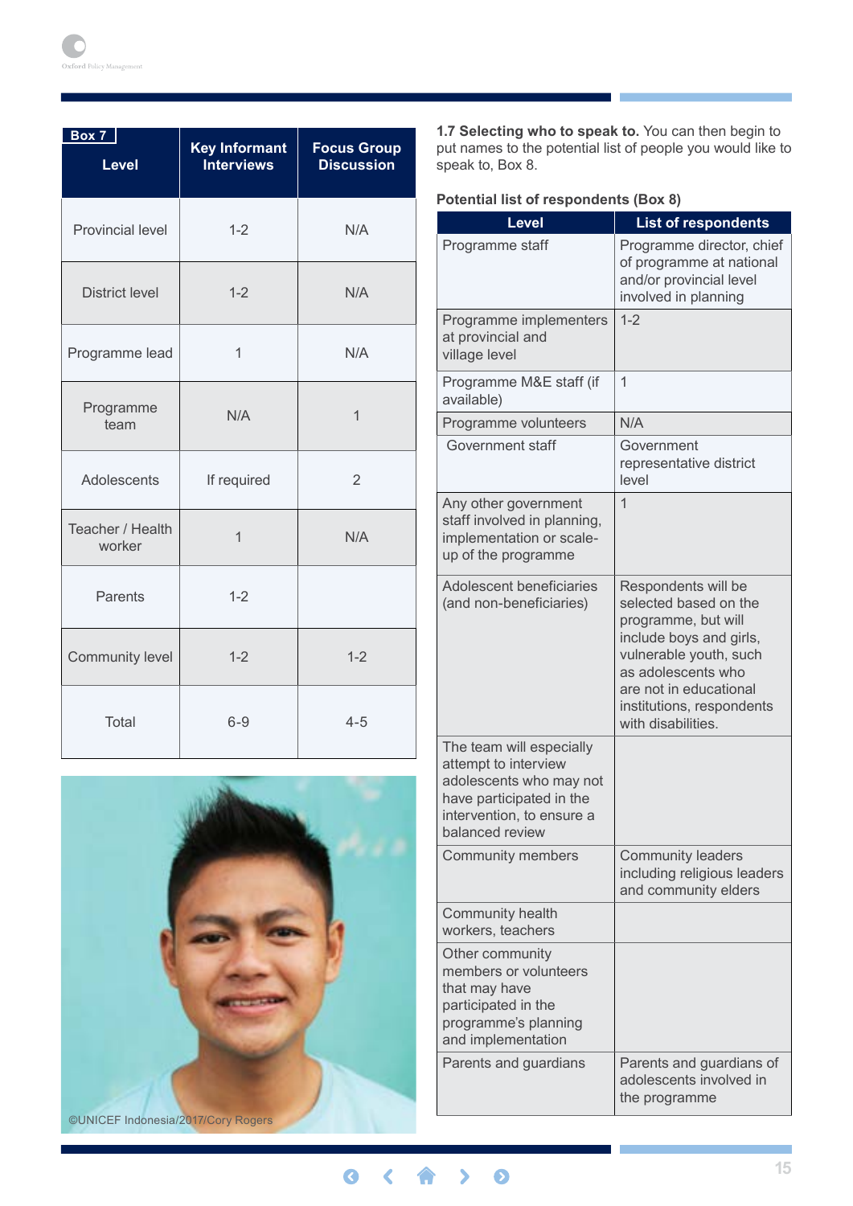Box 7

| Level | Key Informant Interviews | Focus Group Discussion |
|---|---|---|
| Provincial level | 1-2 | N/A |
| District level | 1-2 | N/A |
| Programme lead | 1 | N/A |
| Programme team | N/A | 1 |
| Adolescents | If required | 2 |
| Teacher / Health worker | 1 | N/A |
| Parents | 1-2 | |
| Community level | 1-2 | 1-2 |
| Total | 6-9 | 4-5 |

©UNICEF Indonesia/2017/Cory Rogers

**1.7 Selecting who to speak to.** You can then begin to put names to the potential list of people you would like to speak to, Box 8.

**Potential list of respondents (Box 8)**

| Level | List of respondents |
|---|---|
| Programme staff | Programme director, chief of programme at national and/or provincial level involved in planning |
| Programme implementers at provincial and village level | 1-2 |
| Programme M&E staff (if available) | 1 |
| Programme volunteers | N/A |
| Government staff | Government representative district level |
| Any other government staff involved in planning, implementation or scale-up of the programme | 1 |
| Adolescent beneficiaries (and non-beneficiaries) | Respondents will be selected based on the programme, but will include boys and girls, vulnerable youth, such as adolescents who are not in educational institutions, respondents with disabilities. |
| The team will especially attempt to interview adolescents who may not have participated in the intervention, to ensure a balanced review | |
| Community members | Community leaders including religious leaders and community elders |
| Community health workers, teachers | |
| Other community members or volunteers that may have participated in the programme's planning and implementation | |
| Parents and guardians | Parents and guardians of adolescents involved in the programme |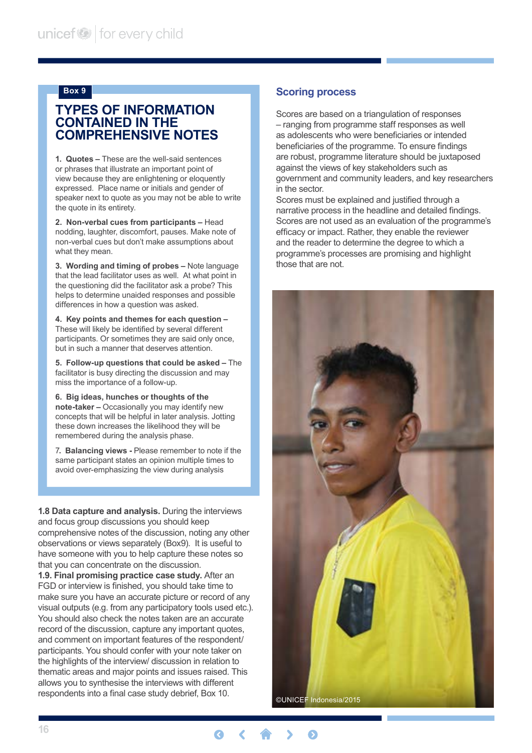Box 9

## TYPES OF INFORMATION CONTAINED IN THE COMPREHENSIVE NOTES

1. **Quotes –** These are the well-said sentences or phrases that illustrate an important point of view because they are enlightening or eloquently expressed. Place name or initials and gender of speaker next to quote as you may not be able to write the quote in its entirety.

2. **Non-verbal cues from participants –** Head nodding, laughter, discomfort, pauses. Make note of non-verbal cues but don't make assumptions about what they mean.

3. **Wording and timing of probes –** Note language that the lead facilitator uses as well. At what point in the questioning did the facilitator ask a probe? This helps to determine unaided responses and possible differences in how a question was asked.

4. **Key points and themes for each question –** These will likely be identified by several different participants. Or sometimes they are said only once, but in such a manner that deserves attention.

5. **Follow-up questions that could be asked –** The facilitator is busy directing the discussion and may miss the importance of a follow-up.

6. **Big ideas, hunches or thoughts of the note-taker –** Occasionally you may identify new concepts that will be helpful in later analysis. Jotting these down increases the likelihood they will be remembered during the analysis phase.

7. **Balancing views -** Please remember to note if the same participant states an opinion multiple times to avoid over-emphasizing the view during analysis

**1.8 Data capture and analysis.** During the interviews and focus group discussions you should keep comprehensive notes of the discussion, noting any other observations or views separately (Box9). It is useful to have someone with you to help capture these notes so that you can concentrate on the discussion.

**1.9. Final promising practice case study.** After an FGD or interview is finished, you should take time to make sure you have an accurate picture or record of any visual outputs (e.g. from any participatory tools used etc.). You should also check the notes taken are an accurate record of the discussion, capture any important quotes, and comment on important features of the respondent/participants. You should confer with your note taker on the highlights of the interview/ discussion in relation to thematic areas and major points and issues raised. This allows you to synthesise the interviews with different respondents into a final case study debrief, Box 10.

## Scoring process

Scores are based on a triangulation of responses – ranging from programme staff responses as well as adolescents who were beneficiaries or intended beneficiaries of the programme. To ensure findings are robust, programme literature should be juxtaposed against the views of key stakeholders such as government and community leaders, and key researchers in the sector.

Scores must be explained and justified through a narrative process in the headline and detailed findings. Scores are not used as an evaluation of the programme's efficacy or impact. Rather, they enable the reviewer and the reader to determine the degree to which a programme's processes are promising and highlight those that are not.

©UNICEF Indonesia/2015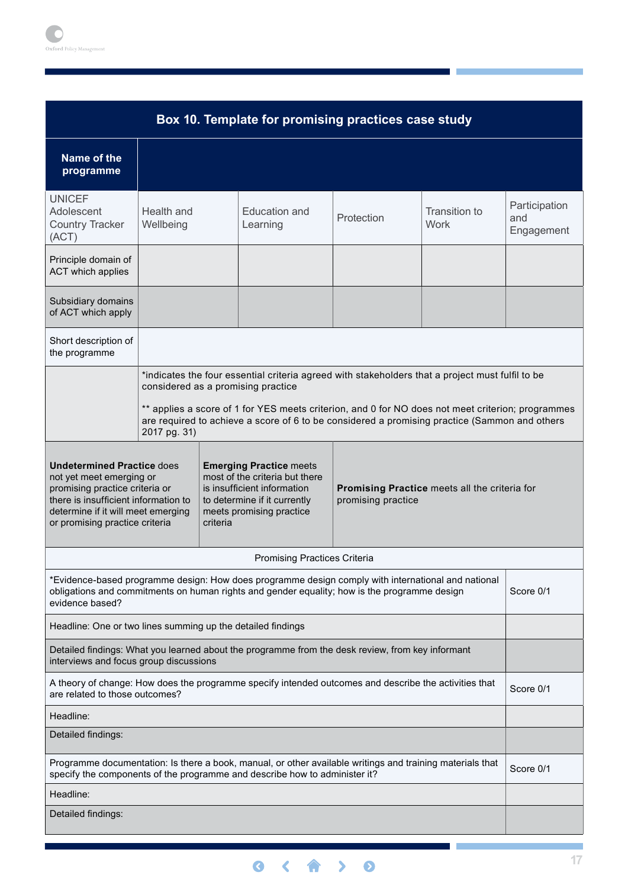**Box 10. Template for promising practices case study**

| Name of the programme | | | | | |
|---|---|---|---|---|---|
| UNICEF Adolescent Country Tracker (ACT) | Health and Wellbeing | Education and Learning | Protection | Transition to Work | Participation and Engagement |
| Principle domain of ACT which applies | | | | | |
| Subsidiary domains of ACT which apply | | | | | |
| Short description of the programme | | | | | |
| | *indicates the four essential criteria agreed with stakeholders that a project must fulfil to be considered as a promising practice<br><br>** applies a score of 1 for YES meets criterion, and 0 for NO does not meet criterion; programmes are required to achieve a score of 6 to be considered a promising practice (Sammon and others 2017 pg. 31) | | | | |

| **Undetermined Practice** does not yet meet emerging or promising practice criteria or there is insufficient information to determine if it will meet emerging or promising practice criteria | **Emerging Practice** meets most of the criteria but there is insufficient information to determine if it currently meets promising practice criteria | **Promising Practice** meets all the criteria for promising practice |
|---|---|---|

| Promising Practices Criteria | |
|---|---|
| *Evidence-based programme design: How does programme design comply with international and national obligations and commitments on human rights and gender equality; how is the programme design evidence based? | Score 0/1 |
| Headline: One or two lines summing up the detailed findings | |
| Detailed findings: What you learned about the programme from the desk review, from key informant interviews and focus group discussions | |
| A theory of change: How does the programme specify intended outcomes and describe the activities that are related to those outcomes? | Score 0/1 |
| Headline: | |
| Detailed findings: | |
| Programme documentation: Is there a book, manual, or other available writings and training materials that specify the components of the programme and describe how to administer it? | Score 0/1 |
| Headline: | |
| Detailed findings: | |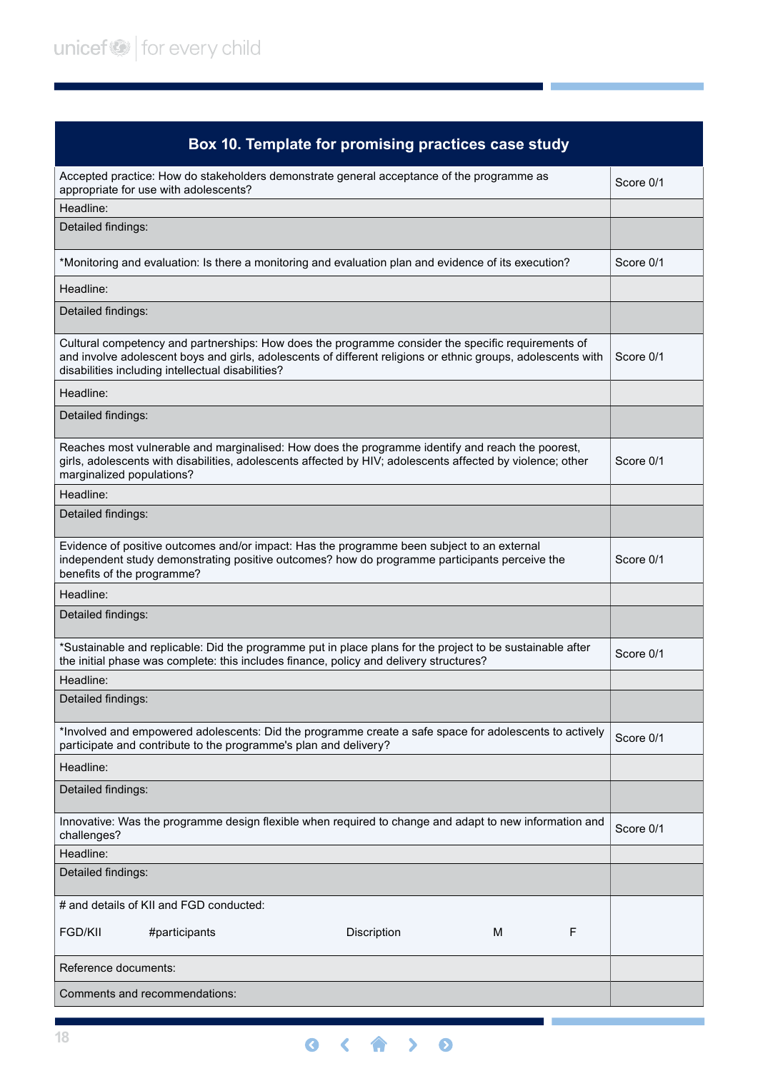| Box 10. Template for promising practices case study | |
|---|---|
| Accepted practice: How do stakeholders demonstrate general acceptance of the programme as appropriate for use with adolescents? | Score 0/1 |
| Headline: | |
| Detailed findings: | |
| *Monitoring and evaluation: Is there a monitoring and evaluation plan and evidence of its execution? | Score 0/1 |
| Headline: | |
| Detailed findings: | |
| Cultural competency and partnerships: How does the programme consider the specific requirements of and involve adolescent boys and girls, adolescents of different religions or ethnic groups, adolescents with disabilities including intellectual disabilities? | Score 0/1 |
| Headline: | |
| Detailed findings: | |
| Reaches most vulnerable and marginalised: How does the programme identify and reach the poorest, girls, adolescents with disabilities, adolescents affected by HIV; adolescents affected by violence; other marginalized populations? | Score 0/1 |
| Headline: | |
| Detailed findings: | |
| Evidence of positive outcomes and/or impact: Has the programme been subject to an external independent study demonstrating positive outcomes? how do programme participants perceive the benefits of the programme? | Score 0/1 |
| Headline: | |
| Detailed findings: | |
| *Sustainable and replicable: Did the programme put in place plans for the project to be sustainable after the initial phase was complete: this includes finance, policy and delivery structures? | Score 0/1 |
| Headline: | |
| Detailed findings: | |
| *Involved and empowered adolescents: Did the programme create a safe space for adolescents to actively participate and contribute to the programme's plan and delivery? | Score 0/1 |
| Headline: | |
| Detailed findings: | |
| Innovative: Was the programme design flexible when required to change and adapt to new information and challenges? | Score 0/1 |
| Headline: | |
| Detailed findings: | |
| # and details of KII and FGD conducted:<br><br>FGD/KII #participants Discription M F | |
| Reference documents: | |
| Comments and recommendations: | |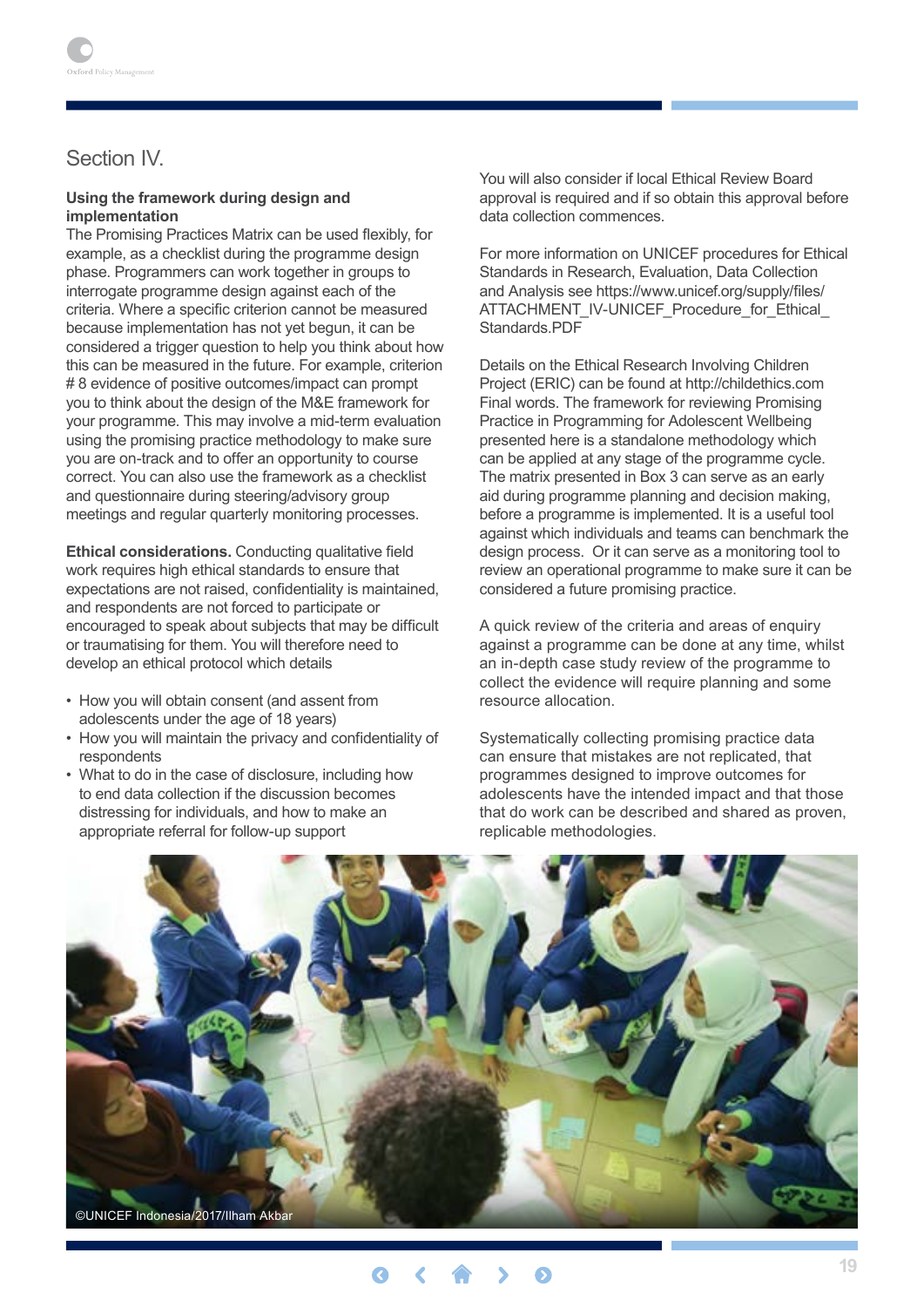## Section IV.

**Using the framework during design and implementation**

The Promising Practices Matrix can be used flexibly, for example, as a checklist during the programme design phase. Programmers can work together in groups to interrogate programme design against each of the criteria. Where a specific criterion cannot be measured because implementation has not yet begun, it can be considered a trigger question to help you think about how this can be measured in the future. For example, criterion # 8 evidence of positive outcomes/impact can prompt you to think about the design of the M&E framework for your programme. This may involve a mid-term evaluation using the promising practice methodology to make sure you are on-track and to offer an opportunity to course correct. You can also use the framework as a checklist and questionnaire during steering/advisory group meetings and regular quarterly monitoring processes.

**Ethical considerations.** Conducting qualitative field work requires high ethical standards to ensure that expectations are not raised, confidentiality is maintained, and respondents are not forced to participate or encouraged to speak about subjects that may be difficult or traumatising for them. You will therefore need to develop an ethical protocol which details

- How you will obtain consent (and assent from adolescents under the age of 18 years)
- How you will maintain the privacy and confidentiality of respondents
- What to do in the case of disclosure, including how to end data collection if the discussion becomes distressing for individuals, and how to make an appropriate referral for follow-up support

You will also consider if local Ethical Review Board approval is required and if so obtain this approval before data collection commences.

For more information on UNICEF procedures for Ethical Standards in Research, Evaluation, Data Collection and Analysis see https://www.unicef.org/supply/files/ATTACHMENT_IV-UNICEF_Procedure_for_Ethical_Standards.PDF

Details on the Ethical Research Involving Children Project (ERIC) can be found at http://childethics.com
Final words. The framework for reviewing Promising Practice in Programming for Adolescent Wellbeing presented here is a standalone methodology which can be applied at any stage of the programme cycle. The matrix presented in Box 3 can serve as an early aid during programme planning and decision making, before a programme is implemented. It is a useful tool against which individuals and teams can benchmark the design process. Or it can serve as a monitoring tool to review an operational programme to make sure it can be considered a future promising practice.

A quick review of the criteria and areas of enquiry against a programme can be done at any time, whilst an in-depth case study review of the programme to collect the evidence will require planning and some resource allocation.

Systematically collecting promising practice data can ensure that mistakes are not replicated, that programmes designed to improve outcomes for adolescents have the intended impact and that those that do work can be described and shared as proven, replicable methodologies.

©UNICEF Indonesia/2017/Ilham Akbar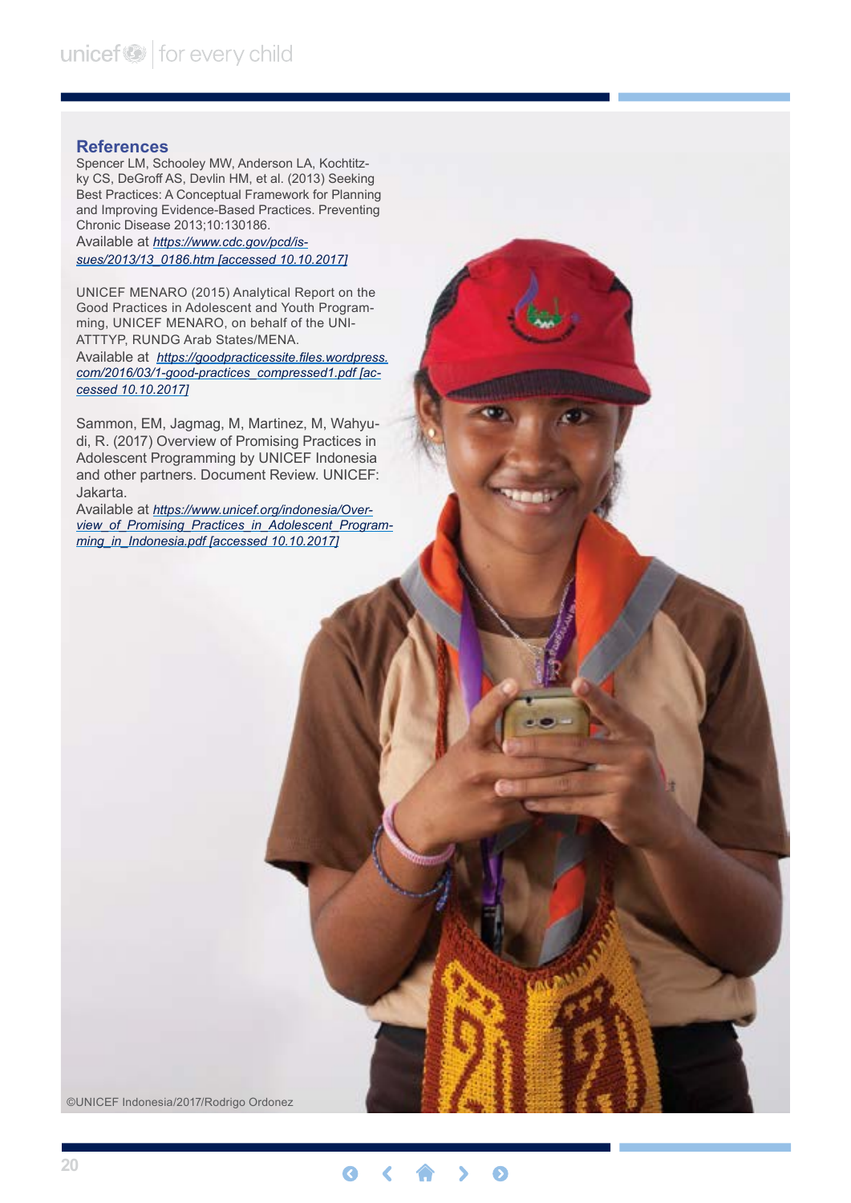## References

Spencer LM, Schooley MW, Anderson LA, Kochtitzky CS, DeGroff AS, Devlin HM, et al. (2013) Seeking Best Practices: A Conceptual Framework for Planning and Improving Evidence-Based Practices. Preventing Chronic Disease 2013;10:130186.
Available at *https://www.cdc.gov/pcd/issues/2013/13_0186.htm [accessed 10.10.2017]*

UNICEF MENARO (2015) Analytical Report on the Good Practices in Adolescent and Youth Programming, UNICEF MENARO, on behalf of the UNI-ATTTYP, RUNDG Arab States/MENA.
Available at *https://goodpracticessite.files.wordpress.com/2016/03/1-good-practices_compressed1.pdf [accessed 10.10.2017]*

Sammon, EM, Jagmag, M, Martinez, M, Wahyudi, R. (2017) Overview of Promising Practices in Adolescent Programming by UNICEF Indonesia and other partners. Document Review. UNICEF: Jakarta.
Available at *https://www.unicef.org/indonesia/Overview_of_Promising_Practices_in_Adolescent_Programming_in_Indonesia.pdf [accessed 10.10.2017]*

©UNICEF Indonesia/2017/Rodrigo Ordonez